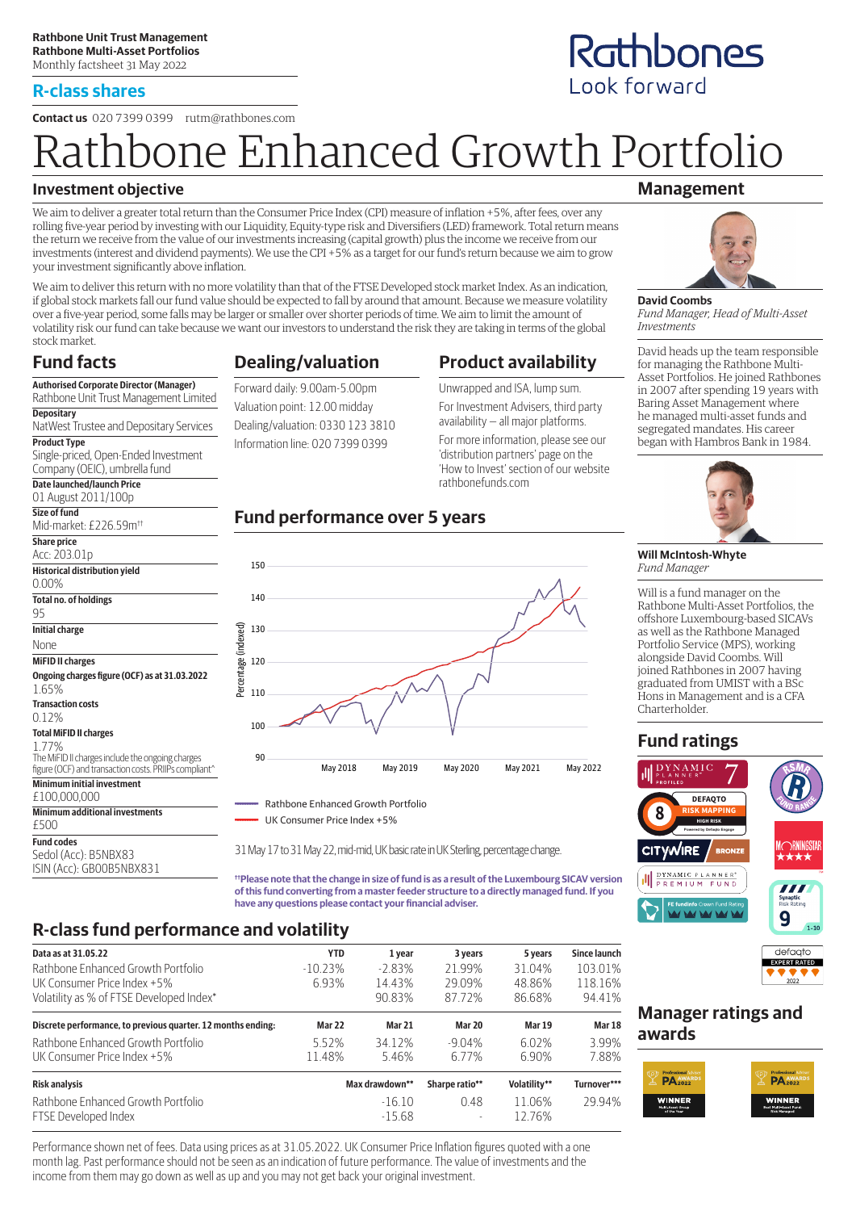**Rathbone Unit Trust Management**
**Rathbone Multi-Asset Portfolios**
Monthly factsheet 31 May 2022

## R-class shares

**Contact us** 020 7399 0399 rutm@rathbones.com

Rathbones
Look forward

# Rathbone Enhanced Growth Portfolio

## Investment objective

We aim to deliver a greater total return than the Consumer Price Index (CPI) measure of inflation +5%, after fees, over any rolling five-year period by investing with our Liquidity, Equity-type risk and Diversifiers (LED) framework. Total return means the return we receive from the value of our investments increasing (capital growth) plus the income we receive from our investments (interest and dividend payments). We use the CPI +5% as a target for our fund's return because we aim to grow your investment significantly above inflation.

We aim to deliver this return with no more volatility than that of the FTSE Developed stock market Index. As an indication, if global stock markets fall our fund value should be expected to fall by around that amount. Because we measure volatility over a five-year period, some falls may be larger or smaller over shorter periods of time. We aim to limit the amount of volatility risk our fund can take because we want our investors to understand the risk they are taking in terms of the global stock market.

## Fund facts

**Authorised Corporate Director (Manager)**
Rathbone Unit Trust Management Limited

**Depositary**
NatWest Trustee and Depositary Services

**Product Type**
Single-priced, Open-Ended Investment Company (OEIC), umbrella fund

**Date launched/launch Price**
01 August 2011/100p

**Size of fund**
Mid-market: £226.59m††

**Share price**
Acc: 203.01p

**Historical distribution yield**
0.00%

**Total no. of holdings**
95

**Initial charge**
None

**MiFID II charges**

**Ongoing charges figure (OCF) as at 31.03.2022**
1.65%

**Transaction costs**
0.12%

**Total MiFID II charges**
1.77%
The MiFID II charges include the ongoing charges figure (OCF) and transaction costs. PRIIPs compliant^

**Minimum initial investment**
£100,000,000

**Minimum additional investments**
£500

**Fund codes**
Sedol (Acc): B5NBX83
ISIN (Acc): GB00B5NBX831

## Dealing/valuation

Forward daily: 9.00am-5.00pm
Valuation point: 12.00 midday
Dealing/valuation: 0330 123 3810
Information line: 020 7399 0399

## Product availability

Unwrapped and ISA, lump sum.

For Investment Advisers, third party availability – all major platforms.

For more information, please see our 'distribution partners' page on the 'How to Invest' section of our website rathbonefunds.com

## Fund performance over 5 years

Percentage (indexed)
150
140
130
120
110
100
90
May 2018
May 2019
May 2020
May 2021
May 2022

Rathbone Enhanced Growth Portfolio
UK Consumer Price Index +5%

31 May 17 to 31 May 22, mid-mid, UK basic rate in UK Sterling, percentage change.

**††Please note that the change in size of fund is as a result of the Luxembourg SICAV version of this fund converting from a master feeder structure to a directly managed fund. If you have any questions please contact your financial adviser.**

## Management

**David Coombs**
*Fund Manager, Head of Multi-Asset Investments*

David heads up the team responsible for managing the Rathbone Multi-Asset Portfolios. He joined Rathbones in 2007 after spending 19 years with Baring Asset Management where he managed multi-asset funds and segregated mandates. His career began with Hambros Bank in 1984.

**Will McIntosh-Whyte**
*Fund Manager*

Will is a fund manager on the Rathbone Multi-Asset Portfolios, the offshore Luxembourg-based SICAVs as well as the Rathbone Managed Portfolio Service (MPS), working alongside David Coombs. Will joined Rathbones in 2007 having graduated from UMIST with a BSc Hons in Management and is a CFA Charterholder.

## Fund ratings

Dynamic Planner Profiled 7
Defaqto Risk Mapping 8 High Risk
RSMR Fund Range
Citywire Bronze
Morningstar ★★★★
Dynamic Planner Premium Fund
FE fundinfo Crown Fund Rating
Synaptic Risk Rating 9 1-10
Defaqto Expert Rated 2022

## Manager ratings and awards

Professional Adviser PA Awards 2022 Winner Multi-Asset Group of the Year
Professional Adviser PA Awards 2022 Winner Best Multi-Asset Fund Risk Managed

## R-class fund performance and volatility

| Data as at 31.05.22 | YTD | 1 year | 3 years | 5 years | Since launch |
|---|---|---|---|---|---|
| Rathbone Enhanced Growth Portfolio | -10.23% | -2.83% | 21.99% | 31.04% | 103.01% |
| UK Consumer Price Index +5% | 6.93% | 14.43% | 29.09% | 48.86% | 118.16% |
| Volatility as % of FTSE Developed Index* | | 90.83% | 87.72% | 86.68% | 94.41% |

| Discrete performance, to previous quarter. 12 months ending: | Mar 22 | Mar 21 | Mar 20 | Mar 19 | Mar 18 |
|---|---|---|---|---|---|
| Rathbone Enhanced Growth Portfolio | 5.52% | 34.12% | -9.04% | 6.02% | 3.99% |
| UK Consumer Price Index +5% | 11.48% | 5.46% | 6.77% | 6.90% | 7.88% |

| Risk analysis | Max drawdown** | Sharpe ratio** | Volatility** | Turnover*** |
|---|---|---|---|---|
| Rathbone Enhanced Growth Portfolio | -16.10 | 0.48 | 11.06% | 29.94% |
| FTSE Developed Index | -15.68 | - | 12.76% | |

Performance shown net of fees. Data using prices as at 31.05.2022. UK Consumer Price Inflation figures quoted with a one month lag. Past performance should not be seen as an indication of future performance. The value of investments and the income from them may go down as well as up and you may not get back your original investment.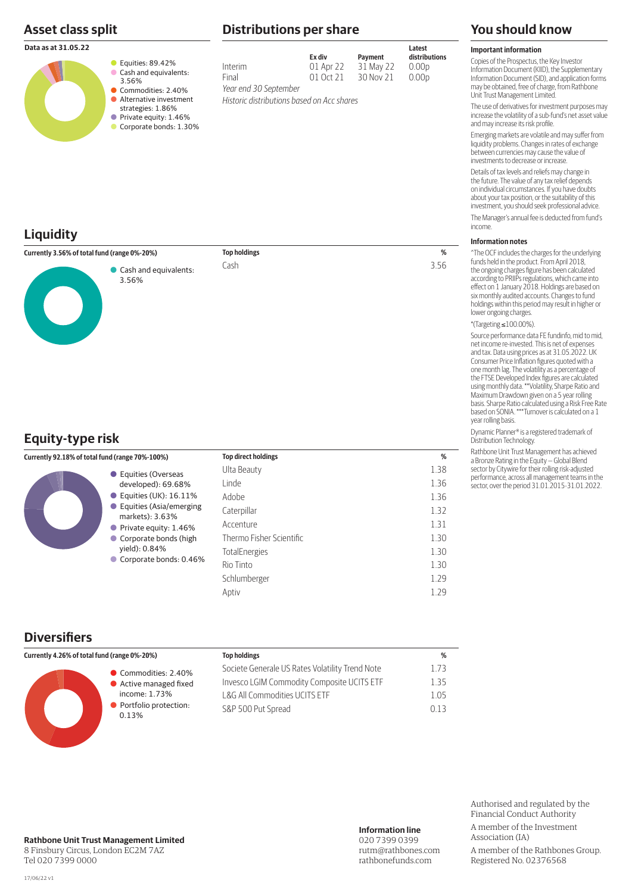## Asset class split

**Data as at 31.05.22**

- Equities: 89.42%
- Cash and equivalents: 3.56%
- Commodities: 2.40%
- Alternative investment strategies: 1.86%
- Private equity: 1.46%
- Corporate bonds: 1.30%

## Distributions per share

| | Ex div | Payment | Latest distributions |
|---|---|---|---|
| Interim | 01 Apr 22 | 31 May 22 | 0.00p |
| Final | 01 Oct 21 | 30 Nov 21 | 0.00p |

*Year end 30 September*

*Historic distributions based on Acc shares*

## Liquidity

**Currently 3.56% of total fund (range 0%-20%)**

- Cash and equivalents: 3.56%

| Top holdings | % |
|---|---|
| Cash | 3.56 |

## Equity-type risk

**Currently 92.18% of total fund (range 70%-100%)**

- Equities (Overseas developed): 69.68%
- Equities (UK): 16.11%
- Equities (Asia/emerging markets): 3.63%
- Private equity: 1.46%
- Corporate bonds (high yield): 0.84%
- Corporate bonds: 0.46%

| Top direct holdings | % |
|---|---|
| Ulta Beauty | 1.38 |
| Linde | 1.36 |
| Adobe | 1.36 |
| Caterpillar | 1.32 |
| Accenture | 1.31 |
| Thermo Fisher Scientific | 1.30 |
| TotalEnergies | 1.30 |
| Rio Tinto | 1.30 |
| Schlumberger | 1.29 |
| Aptiv | 1.29 |

## Diversifiers

**Currently 4.26% of total fund (range 0%-20%)**

- Commodities: 2.40%
- Active managed fixed income: 1.73%
- Portfolio protection: 0.13%

| Top holdings | % |
|---|---|
| Societe Generale US Rates Volatility Trend Note | 1.73 |
| Invesco LGIM Commodity Composite UCITS ETF | 1.35 |
| L&G All Commodities UCITS ETF | 1.05 |
| S&P 500 Put Spread | 0.13 |

## You should know

### Important information

Copies of the Prospectus, the Key Investor Information Document (KIID), the Supplementary Information Document (SID), and application forms may be obtained, free of charge, from Rathbone Unit Trust Management Limited.

The use of derivatives for investment purposes may increase the volatility of a sub-fund's net asset value and may increase its risk profile.

Emerging markets are volatile and may suffer from liquidity problems. Changes in rates of exchange between currencies may cause the value of investments to decrease or increase.

Details of tax levels and reliefs may change in the future. The value of any tax relief depends on individual circumstances. If you have doubts about your tax position, or the suitability of this investment, you should seek professional advice.

The Manager's annual fee is deducted from fund's income.

### Information notes

^The OCF includes the charges for the underlying funds held in the product. From April 2018, the ongoing charges figure has been calculated according to PRIIPs regulations, which came into effect on 1 January 2018. Holdings are based on six monthly audited accounts. Changes to fund holdings within this period may result in higher or lower ongoing charges.

*(Targeting ≤100.00%).

Source performance data FE fundinfo, mid to mid, net income re-invested. This is net of expenses and tax. Data using prices as at 31.05.2022. UK Consumer Price Inflation figures quoted with a one month lag. The volatility as a percentage of the FTSE Developed Index figures are calculated using monthly data. **Volatility, Sharpe Ratio and Maximum Drawdown given on a 5 year rolling basis. Sharpe Ratio calculated using a Risk Free Rate based on SONIA. ***Turnover is calculated on a 1 year rolling basis.

Dynamic Planner® is a registered trademark of Distribution Technology.

Rathbone Unit Trust Management has achieved a Bronze Rating in the Equity – Global Blend sector by Citywire for their rolling risk-adjusted performance, across all management teams in the sector, over the period 31.01.2015-31.01.2022.

**Rathbone Unit Trust Management Limited**
8 Finsbury Circus, London EC2M 7AZ
Tel 020 7399 0000

**Information line**
020 7399 0399
rutm@rathbones.com
rathbonefunds.com

Authorised and regulated by the Financial Conduct Authority

A member of the Investment Association (IA)

A member of the Rathbones Group. Registered No. 02376568

17/06/22 v1